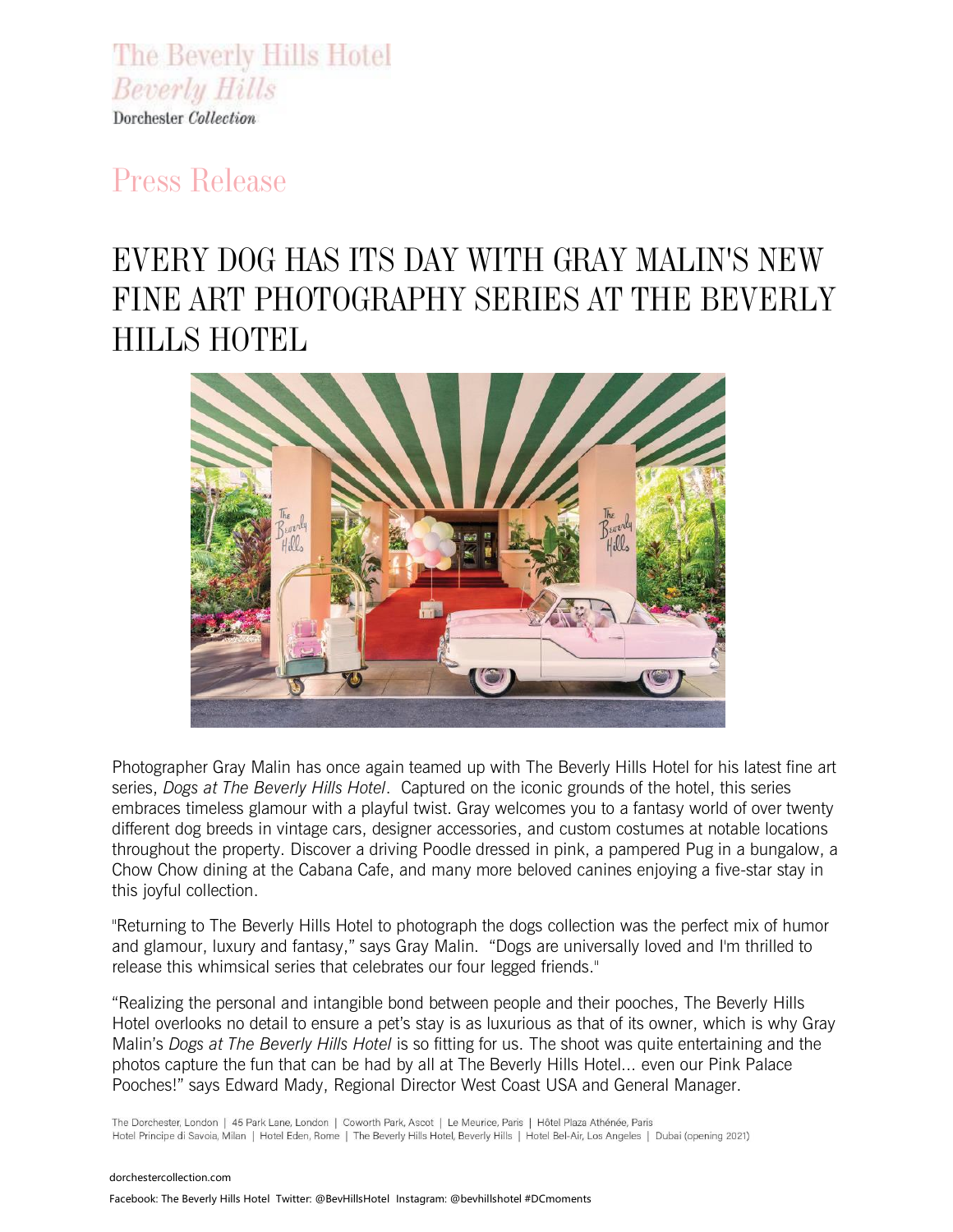The Beverly Hills Hotel
Beverly Hills
Dorchester Collection

Press Release

# EVERY DOG HAS ITS DAY WITH GRAY MALIN'S NEW FINE ART PHOTOGRAPHY SERIES AT THE BEVERLY HILLS HOTEL

Photographer Gray Malin has once again teamed up with The Beverly Hills Hotel for his latest fine art series, *Dogs at The Beverly Hills Hotel*. Captured on the iconic grounds of the hotel, this series embraces timeless glamour with a playful twist. Gray welcomes you to a fantasy world of over twenty different dog breeds in vintage cars, designer accessories, and custom costumes at notable locations throughout the property. Discover a driving Poodle dressed in pink, a pampered Pug in a bungalow, a Chow Chow dining at the Cabana Cafe, and many more beloved canines enjoying a five-star stay in this joyful collection.

"Returning to The Beverly Hills Hotel to photograph the dogs collection was the perfect mix of humor and glamour, luxury and fantasy," says Gray Malin. "Dogs are universally loved and I'm thrilled to release this whimsical series that celebrates our four legged friends."

"Realizing the personal and intangible bond between people and their pooches, The Beverly Hills Hotel overlooks no detail to ensure a pet's stay is as luxurious as that of its owner, which is why Gray Malin's *Dogs at The Beverly Hills Hotel* is so fitting for us. The shoot was quite entertaining and the photos capture the fun that can be had by all at The Beverly Hills Hotel... even our Pink Palace Pooches!" says Edward Mady, Regional Director West Coast USA and General Manager.

The Dorchester, London | 45 Park Lane, London | Coworth Park, Ascot | Le Meurice, Paris | Hôtel Plaza Athénée, Paris
Hotel Principe di Savoia, Milan | Hotel Eden, Rome | The Beverly Hills Hotel, Beverly Hills | Hotel Bel-Air, Los Angeles | Dubai (opening 2021)

dorchestercollection.com

Facebook: The Beverly Hills Hotel Twitter: @BevHillsHotel Instagram: @bevhillshotel #DCmoments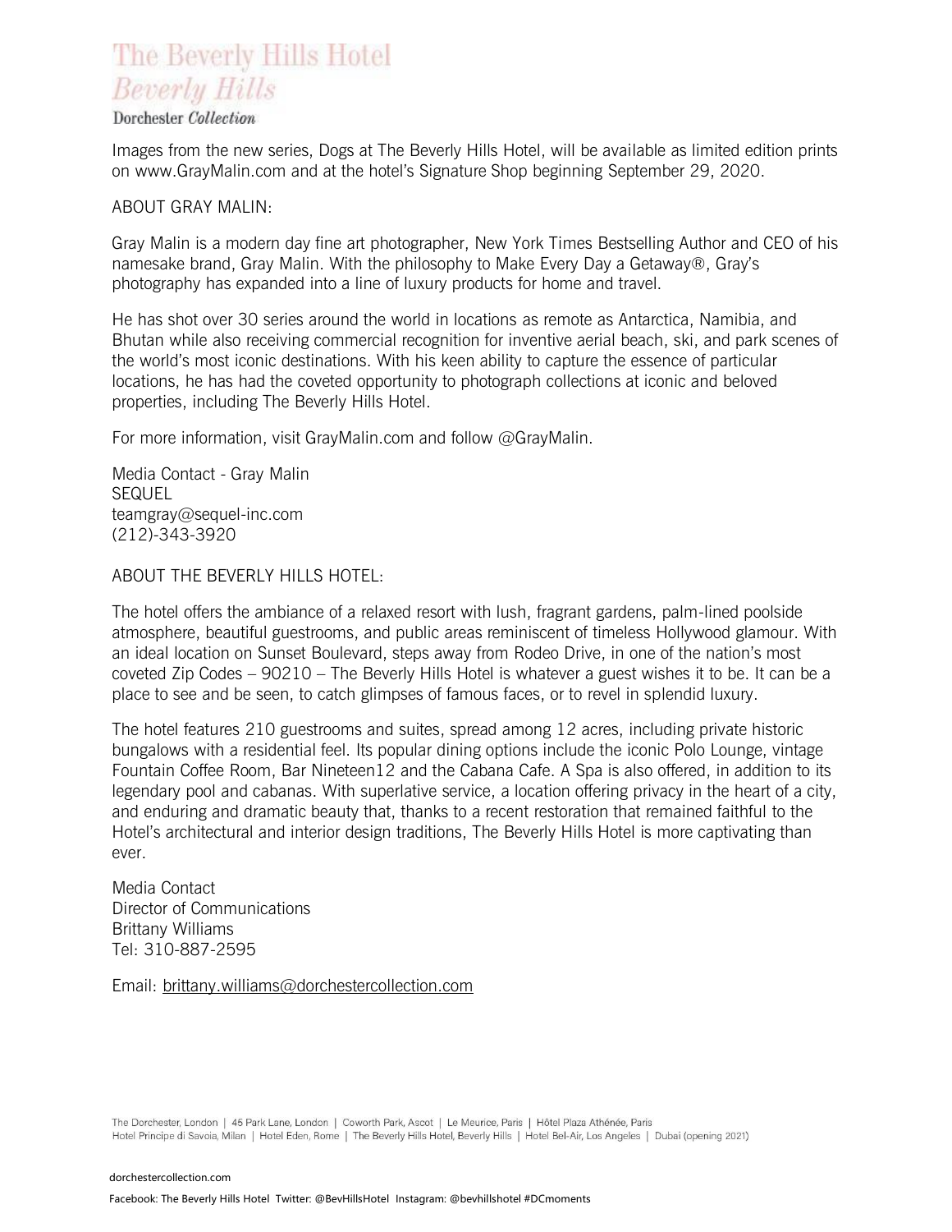Images from the new series, Dogs at The Beverly Hills Hotel, will be available as limited edition prints on www.GrayMalin.com and at the hotel's Signature Shop beginning September 29, 2020.

ABOUT GRAY MALIN:

Gray Malin is a modern day fine art photographer, New York Times Bestselling Author and CEO of his namesake brand, Gray Malin. With the philosophy to Make Every Day a Getaway®, Gray's photography has expanded into a line of luxury products for home and travel.

He has shot over 30 series around the world in locations as remote as Antarctica, Namibia, and Bhutan while also receiving commercial recognition for inventive aerial beach, ski, and park scenes of the world's most iconic destinations. With his keen ability to capture the essence of particular locations, he has had the coveted opportunity to photograph collections at iconic and beloved properties, including The Beverly Hills Hotel.

For more information, visit GrayMalin.com and follow @GrayMalin.

Media Contact - Gray Malin
SEQUEL
teamgray@sequel-inc.com
(212)-343-3920

ABOUT THE BEVERLY HILLS HOTEL:

The hotel offers the ambiance of a relaxed resort with lush, fragrant gardens, palm-lined poolside atmosphere, beautiful guestrooms, and public areas reminiscent of timeless Hollywood glamour. With an ideal location on Sunset Boulevard, steps away from Rodeo Drive, in one of the nation's most coveted Zip Codes – 90210 – The Beverly Hills Hotel is whatever a guest wishes it to be. It can be a place to see and be seen, to catch glimpses of famous faces, or to revel in splendid luxury.

The hotel features 210 guestrooms and suites, spread among 12 acres, including private historic bungalows with a residential feel. Its popular dining options include the iconic Polo Lounge, vintage Fountain Coffee Room, Bar Nineteen12 and the Cabana Cafe. A Spa is also offered, in addition to its legendary pool and cabanas. With superlative service, a location offering privacy in the heart of a city, and enduring and dramatic beauty that, thanks to a recent restoration that remained faithful to the Hotel's architectural and interior design traditions, The Beverly Hills Hotel is more captivating than ever.

Media Contact
Director of Communications
Brittany Williams
Tel: 310-887-2595

Email: brittany.williams@dorchestercollection.com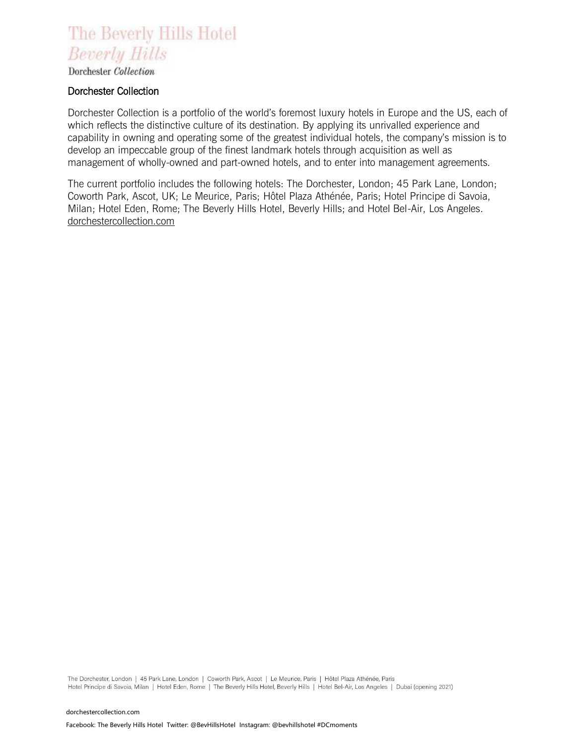## Dorchester Collection

Dorchester Collection is a portfolio of the world's foremost luxury hotels in Europe and the US, each of which reflects the distinctive culture of its destination. By applying its unrivalled experience and capability in owning and operating some of the greatest individual hotels, the company's mission is to develop an impeccable group of the finest landmark hotels through acquisition as well as management of wholly-owned and part-owned hotels, and to enter into management agreements.

The current portfolio includes the following hotels: The Dorchester, London; 45 Park Lane, London; Coworth Park, Ascot, UK; Le Meurice, Paris; Hôtel Plaza Athénée, Paris; Hotel Principe di Savoia, Milan; Hotel Eden, Rome; The Beverly Hills Hotel, Beverly Hills; and Hotel Bel-Air, Los Angeles.
dorchestercollection.com